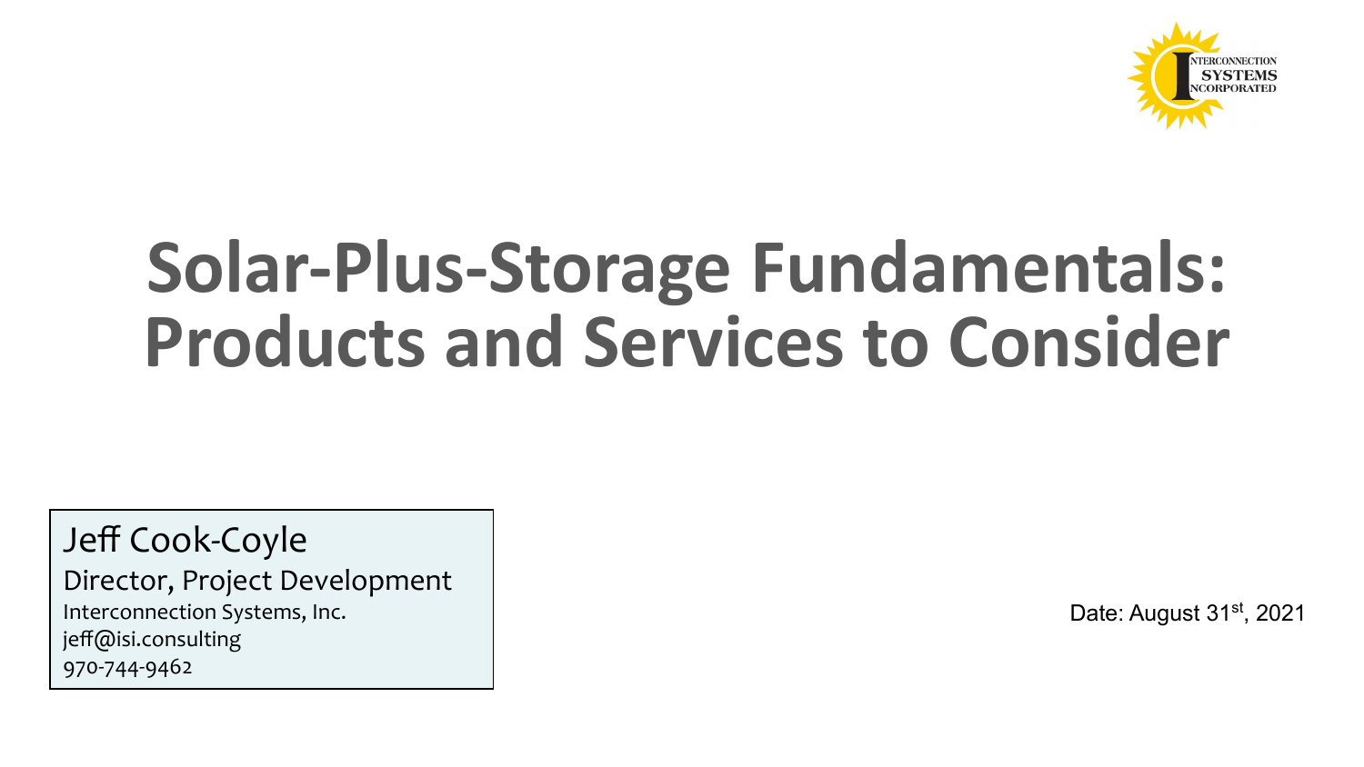INTERCONNECTION SYSTEMS INCORPORATED

# Solar-Plus-Storage Fundamentals: Products and Services to Consider

Jeff Cook-Coyle
Director, Project Development
Interconnection Systems, Inc.
jeff@isi.consulting
970-744-9462

Date: August 31st, 2021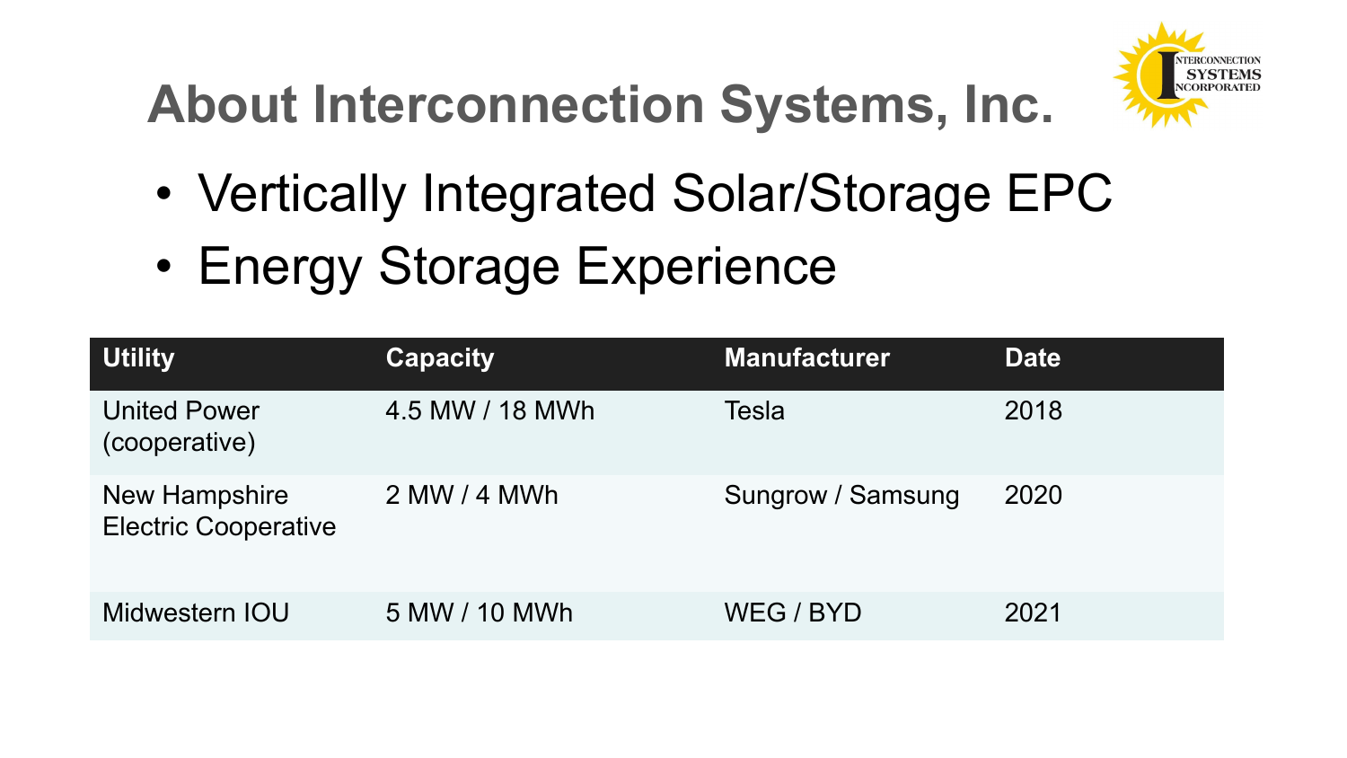# About Interconnection Systems, Inc.

- Vertically Integrated Solar/Storage EPC
- Energy Storage Experience

| Utility | Capacity | Manufacturer | Date |
|---|---|---|---|
| United Power (cooperative) | 4.5 MW / 18 MWh | Tesla | 2018 |
| New Hampshire Electric Cooperative | 2 MW / 4 MWh | Sungrow / Samsung | 2020 |
| Midwestern IOU | 5 MW / 10 MWh | WEG / BYD | 2021 |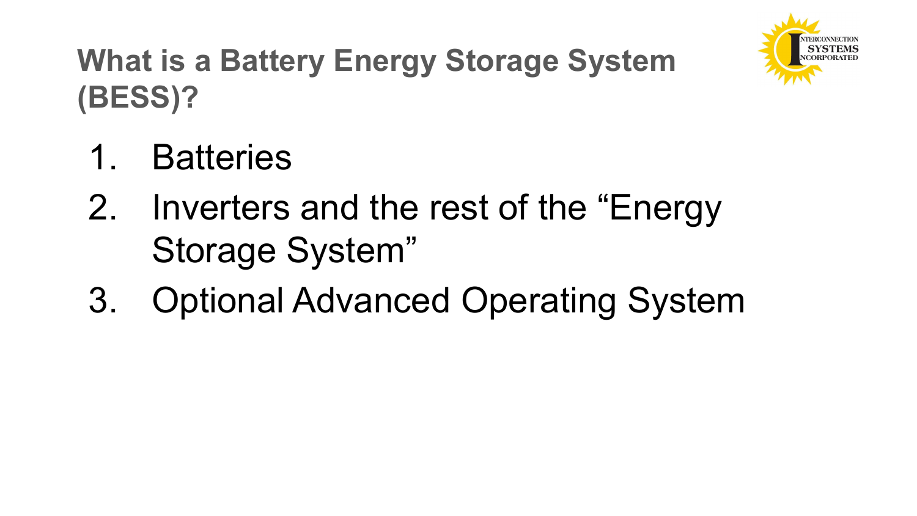# What is a Battery Energy Storage System (BESS)?

1. Batteries
2. Inverters and the rest of the "Energy Storage System"
3. Optional Advanced Operating System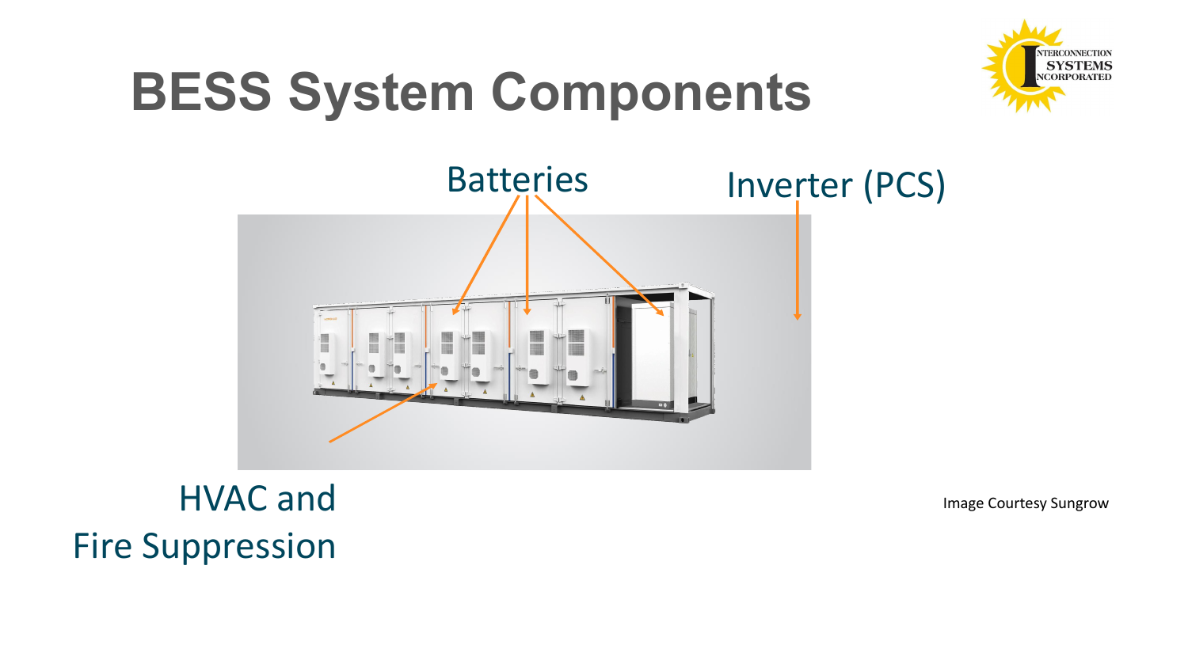# BESS System Components

Batteries

Inverter (PCS)

HVAC and Fire Suppression

Image Courtesy Sungrow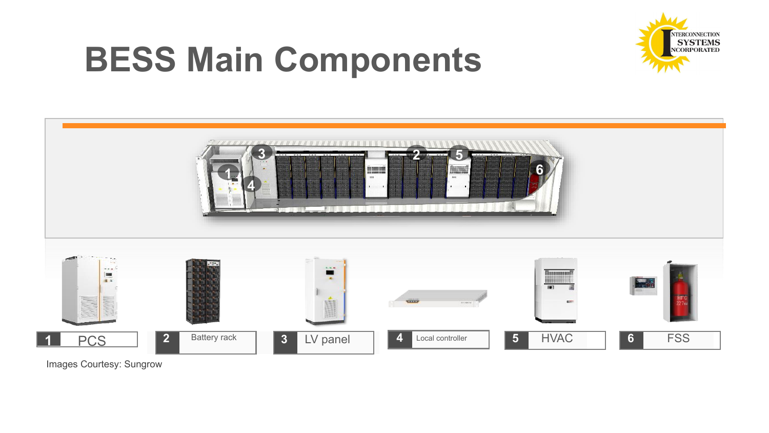# BESS Main Components

1. PCS
2. Battery rack
3. LV panel
4. Local controller
5. HVAC
6. FSS

Images Courtesy: Sungrow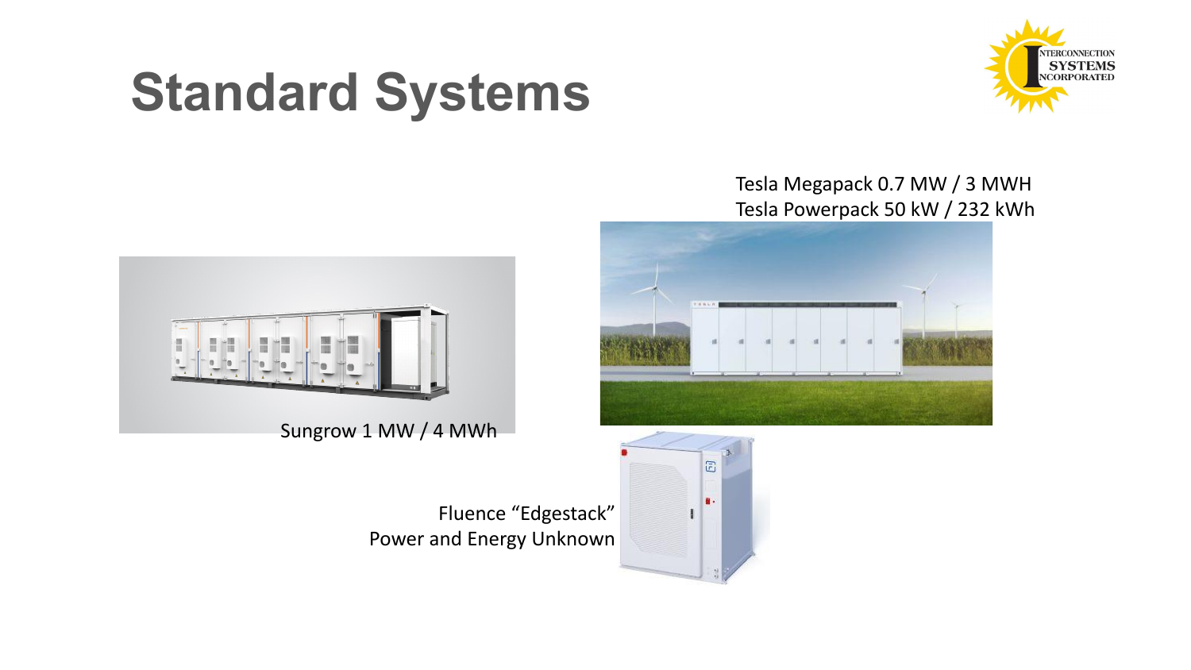# Standard Systems

Tesla Megapack 0.7 MW / 3 MWH
Tesla Powerpack 50 kW / 232 kWh

Sungrow 1 MW / 4 MWh

Fluence “Edgestack”
Power and Energy Unknown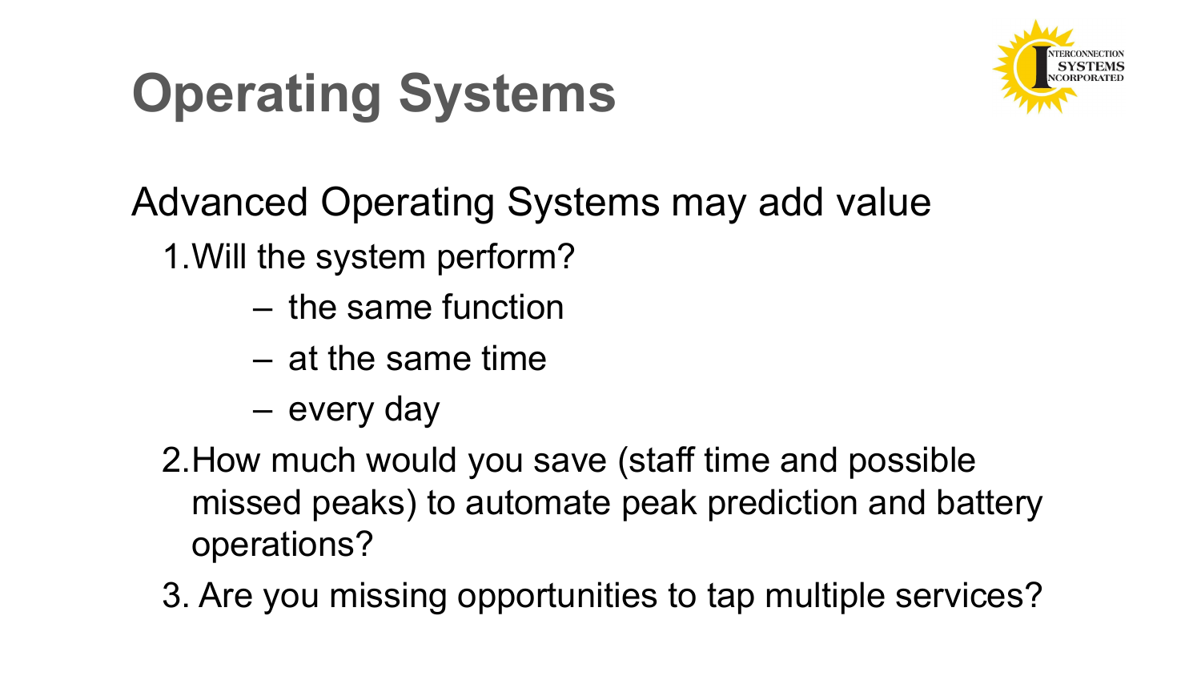# Operating Systems

Advanced Operating Systems may add value

1. Will the system perform?
   - the same function
   - at the same time
   - every day
2. How much would you save (staff time and possible missed peaks) to automate peak prediction and battery operations?
3. Are you missing opportunities to tap multiple services?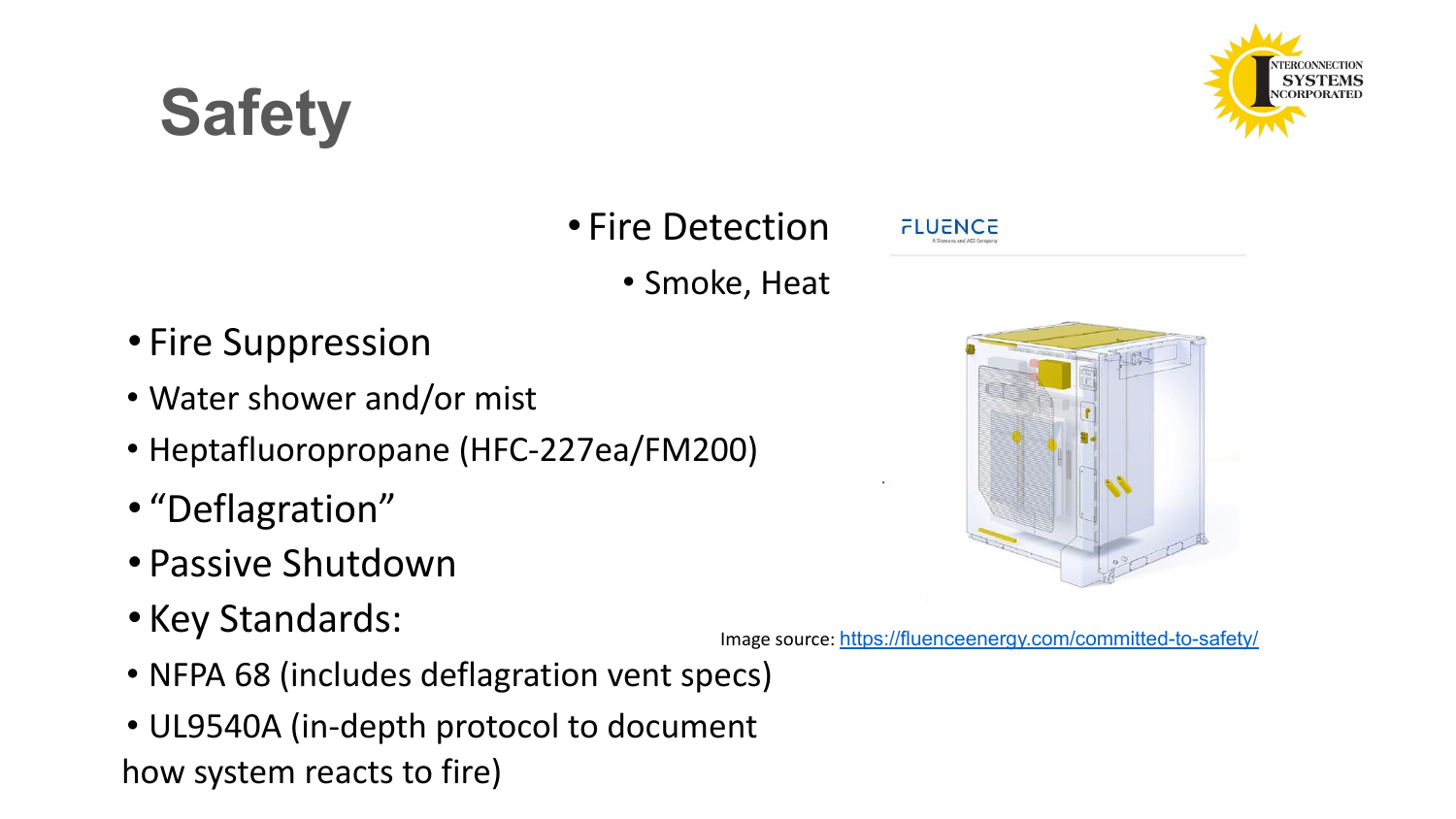# Safety

- Fire Detection
  - Smoke, Heat

- Fire Suppression
  - Water shower and/or mist
  - Heptafluoropropane (HFC-227ea/FM200)
- "Deflagration"
- Passive Shutdown
- Key Standards:
  - NFPA 68 (includes deflagration vent specs)
  - UL9540A (in-depth protocol to document how system reacts to fire)

Image source: https://fluenceenergy.com/committed-to-safety/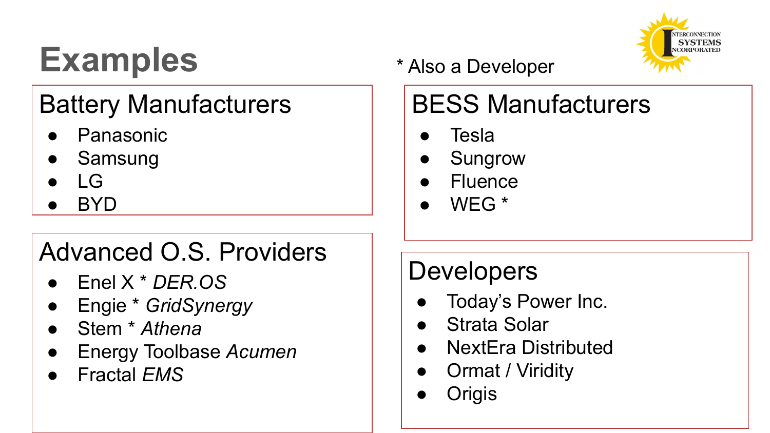# Examples

\* Also a Developer

## Battery Manufacturers

- Panasonic
- Samsung
- LG
- BYD

## BESS Manufacturers

- Tesla
- Sungrow
- Fluence
- WEG *

## Advanced O.S. Providers

- Enel X * *DER.OS*
- Engie * *GridSynergy*
- Stem * *Athena*
- Energy Toolbase *Acumen*
- Fractal *EMS*

## Developers

- Today's Power Inc.
- Strata Solar
- NextEra Distributed
- Ormat / Viridity
- Origis